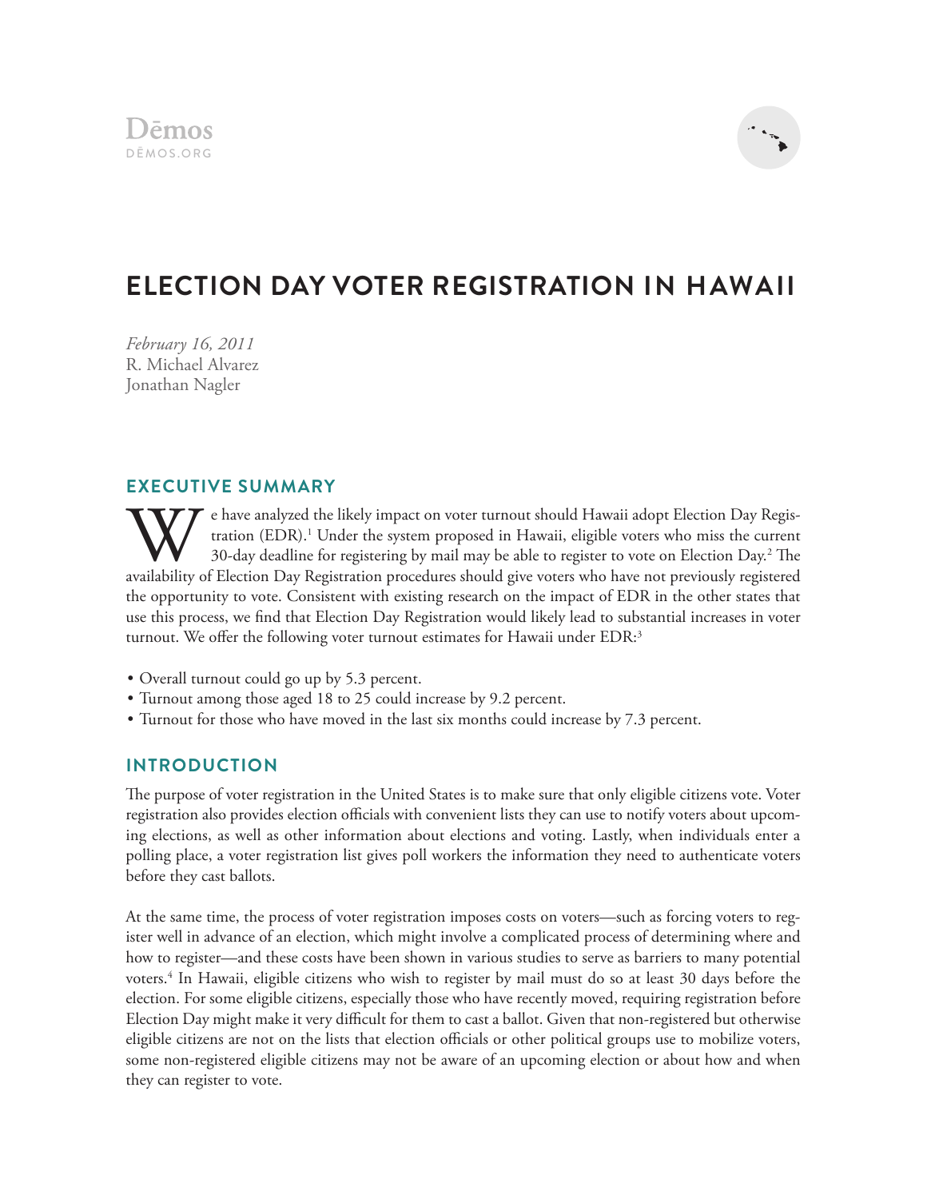Dēmos
DĒMOS.ORG

# ELECTION DAY VOTER REGISTRATION IN HAWAII

*February 16, 2011*
R. Michael Alvarez
Jonathan Nagler

## EXECUTIVE SUMMARY

We have analyzed the likely impact on voter turnout should Hawaii adopt Election Day Registration (EDR).[1] Under the system proposed in Hawaii, eligible voters who miss the current 30-day deadline for registering by mail may be able to register to vote on Election Day.[2] The availability of Election Day Registration procedures should give voters who have not previously registered the opportunity to vote. Consistent with existing research on the impact of EDR in the other states that use this process, we find that Election Day Registration would likely lead to substantial increases in voter turnout. We offer the following voter turnout estimates for Hawaii under EDR:[3]

- Overall turnout could go up by 5.3 percent.
- Turnout among those aged 18 to 25 could increase by 9.2 percent.
- Turnout for those who have moved in the last six months could increase by 7.3 percent.

## INTRODUCTION

The purpose of voter registration in the United States is to make sure that only eligible citizens vote. Voter registration also provides election officials with convenient lists they can use to notify voters about upcoming elections, as well as other information about elections and voting. Lastly, when individuals enter a polling place, a voter registration list gives poll workers the information they need to authenticate voters before they cast ballots.

At the same time, the process of voter registration imposes costs on voters—such as forcing voters to register well in advance of an election, which might involve a complicated process of determining where and how to register—and these costs have been shown in various studies to serve as barriers to many potential voters.[4] In Hawaii, eligible citizens who wish to register by mail must do so at least 30 days before the election. For some eligible citizens, especially those who have recently moved, requiring registration before Election Day might make it very difficult for them to cast a ballot. Given that non-registered but otherwise eligible citizens are not on the lists that election officials or other political groups use to mobilize voters, some non-registered eligible citizens may not be aware of an upcoming election or about how and when they can register to vote.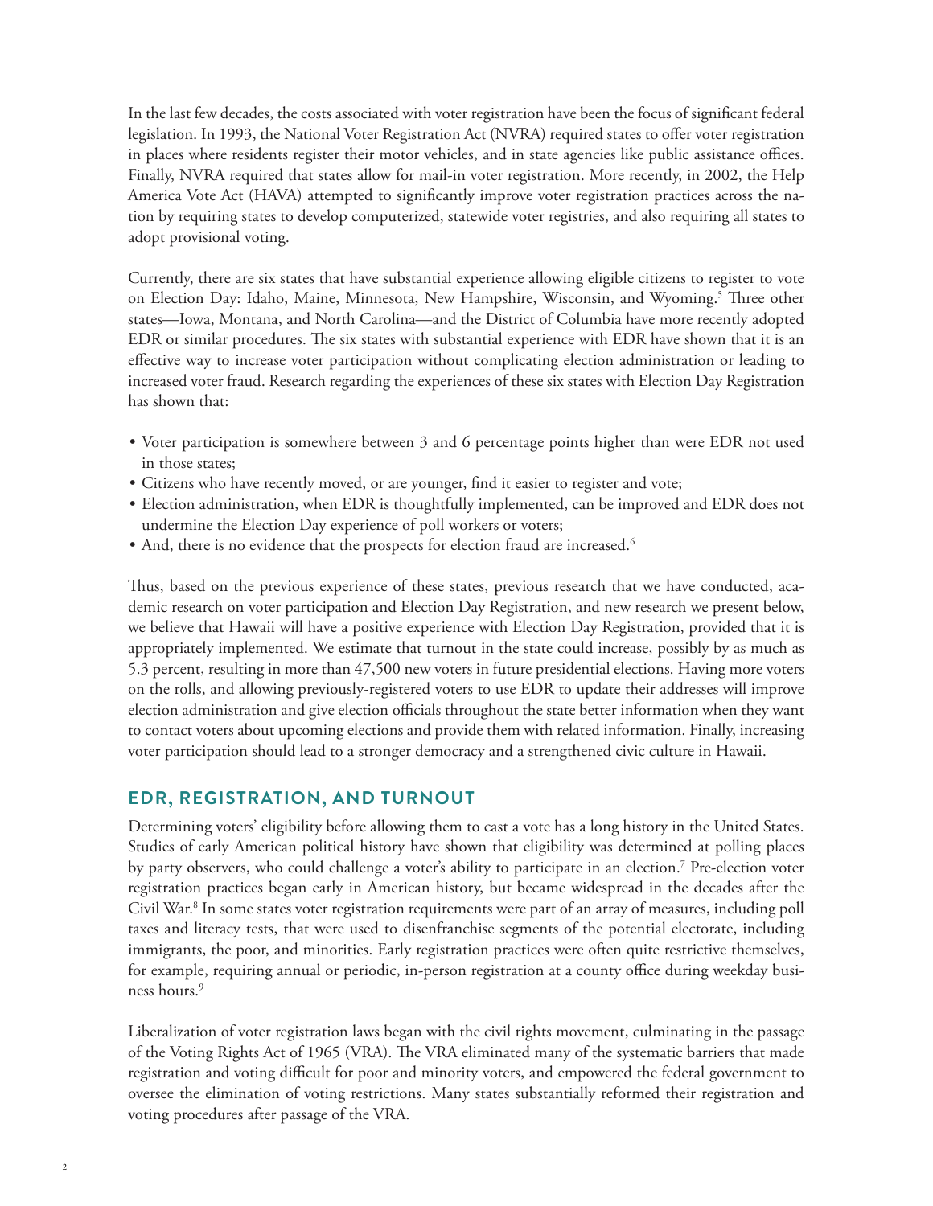In the last few decades, the costs associated with voter registration have been the focus of significant federal legislation. In 1993, the National Voter Registration Act (NVRA) required states to offer voter registration in places where residents register their motor vehicles, and in state agencies like public assistance offices. Finally, NVRA required that states allow for mail-in voter registration. More recently, in 2002, the Help America Vote Act (HAVA) attempted to significantly improve voter registration practices across the nation by requiring states to develop computerized, statewide voter registries, and also requiring all states to adopt provisional voting.

Currently, there are six states that have substantial experience allowing eligible citizens to register to vote on Election Day: Idaho, Maine, Minnesota, New Hampshire, Wisconsin, and Wyoming.[5] Three other states—Iowa, Montana, and North Carolina—and the District of Columbia have more recently adopted EDR or similar procedures. The six states with substantial experience with EDR have shown that it is an effective way to increase voter participation without complicating election administration or leading to increased voter fraud. Research regarding the experiences of these six states with Election Day Registration has shown that:

- Voter participation is somewhere between 3 and 6 percentage points higher than were EDR not used in those states;
- Citizens who have recently moved, or are younger, find it easier to register and vote;
- Election administration, when EDR is thoughtfully implemented, can be improved and EDR does not undermine the Election Day experience of poll workers or voters;
- And, there is no evidence that the prospects for election fraud are increased.[6]

Thus, based on the previous experience of these states, previous research that we have conducted, academic research on voter participation and Election Day Registration, and new research we present below, we believe that Hawaii will have a positive experience with Election Day Registration, provided that it is appropriately implemented. We estimate that turnout in the state could increase, possibly by as much as 5.3 percent, resulting in more than 47,500 new voters in future presidential elections. Having more voters on the rolls, and allowing previously-registered voters to use EDR to update their addresses will improve election administration and give election officials throughout the state better information when they want to contact voters about upcoming elections and provide them with related information. Finally, increasing voter participation should lead to a stronger democracy and a strengthened civic culture in Hawaii.

## EDR, REGISTRATION, AND TURNOUT

Determining voters' eligibility before allowing them to cast a vote has a long history in the United States. Studies of early American political history have shown that eligibility was determined at polling places by party observers, who could challenge a voter's ability to participate in an election.[7] Pre-election voter registration practices began early in American history, but became widespread in the decades after the Civil War.[8] In some states voter registration requirements were part of an array of measures, including poll taxes and literacy tests, that were used to disenfranchise segments of the potential electorate, including immigrants, the poor, and minorities. Early registration practices were often quite restrictive themselves, for example, requiring annual or periodic, in-person registration at a county office during weekday business hours.[9]

Liberalization of voter registration laws began with the civil rights movement, culminating in the passage of the Voting Rights Act of 1965 (VRA). The VRA eliminated many of the systematic barriers that made registration and voting difficult for poor and minority voters, and empowered the federal government to oversee the elimination of voting restrictions. Many states substantially reformed their registration and voting procedures after passage of the VRA.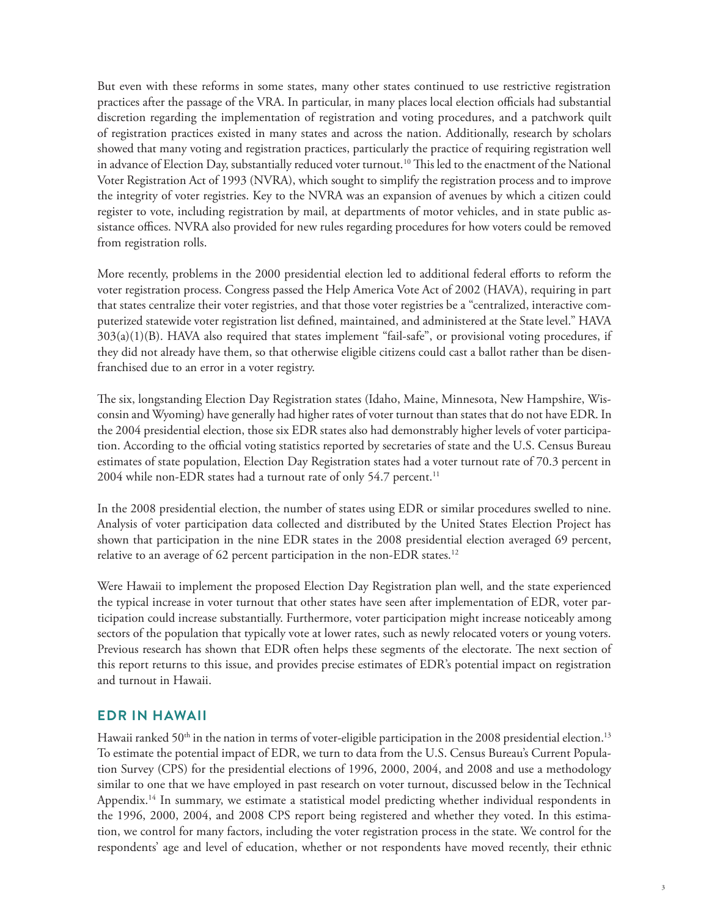But even with these reforms in some states, many other states continued to use restrictive registration practices after the passage of the VRA. In particular, in many places local election officials had substantial discretion regarding the implementation of registration and voting procedures, and a patchwork quilt of registration practices existed in many states and across the nation. Additionally, research by scholars showed that many voting and registration practices, particularly the practice of requiring registration well in advance of Election Day, substantially reduced voter turnout.[10] This led to the enactment of the National Voter Registration Act of 1993 (NVRA), which sought to simplify the registration process and to improve the integrity of voter registries. Key to the NVRA was an expansion of avenues by which a citizen could register to vote, including registration by mail, at departments of motor vehicles, and in state public assistance offices. NVRA also provided for new rules regarding procedures for how voters could be removed from registration rolls.

More recently, problems in the 2000 presidential election led to additional federal efforts to reform the voter registration process. Congress passed the Help America Vote Act of 2002 (HAVA), requiring in part that states centralize their voter registries, and that those voter registries be a "centralized, interactive computerized statewide voter registration list defined, maintained, and administered at the State level." HAVA 303(a)(1)(B). HAVA also required that states implement "fail-safe", or provisional voting procedures, if they did not already have them, so that otherwise eligible citizens could cast a ballot rather than be disenfranchised due to an error in a voter registry.

The six, longstanding Election Day Registration states (Idaho, Maine, Minnesota, New Hampshire, Wisconsin and Wyoming) have generally had higher rates of voter turnout than states that do not have EDR. In the 2004 presidential election, those six EDR states also had demonstrably higher levels of voter participation. According to the official voting statistics reported by secretaries of state and the U.S. Census Bureau estimates of state population, Election Day Registration states had a voter turnout rate of 70.3 percent in 2004 while non-EDR states had a turnout rate of only 54.7 percent.[11]

In the 2008 presidential election, the number of states using EDR or similar procedures swelled to nine. Analysis of voter participation data collected and distributed by the United States Election Project has shown that participation in the nine EDR states in the 2008 presidential election averaged 69 percent, relative to an average of 62 percent participation in the non-EDR states.[12]

Were Hawaii to implement the proposed Election Day Registration plan well, and the state experienced the typical increase in voter turnout that other states have seen after implementation of EDR, voter participation could increase substantially. Furthermore, voter participation might increase noticeably among sectors of the population that typically vote at lower rates, such as newly relocated voters or young voters. Previous research has shown that EDR often helps these segments of the electorate. The next section of this report returns to this issue, and provides precise estimates of EDR's potential impact on registration and turnout in Hawaii.

## EDR IN HAWAII

Hawaii ranked 50th in the nation in terms of voter-eligible participation in the 2008 presidential election.[13] To estimate the potential impact of EDR, we turn to data from the U.S. Census Bureau's Current Population Survey (CPS) for the presidential elections of 1996, 2000, 2004, and 2008 and use a methodology similar to one that we have employed in past research on voter turnout, discussed below in the Technical Appendix.[14] In summary, we estimate a statistical model predicting whether individual respondents in the 1996, 2000, 2004, and 2008 CPS report being registered and whether they voted. In this estimation, we control for many factors, including the voter registration process in the state. We control for the respondents' age and level of education, whether or not respondents have moved recently, their ethnic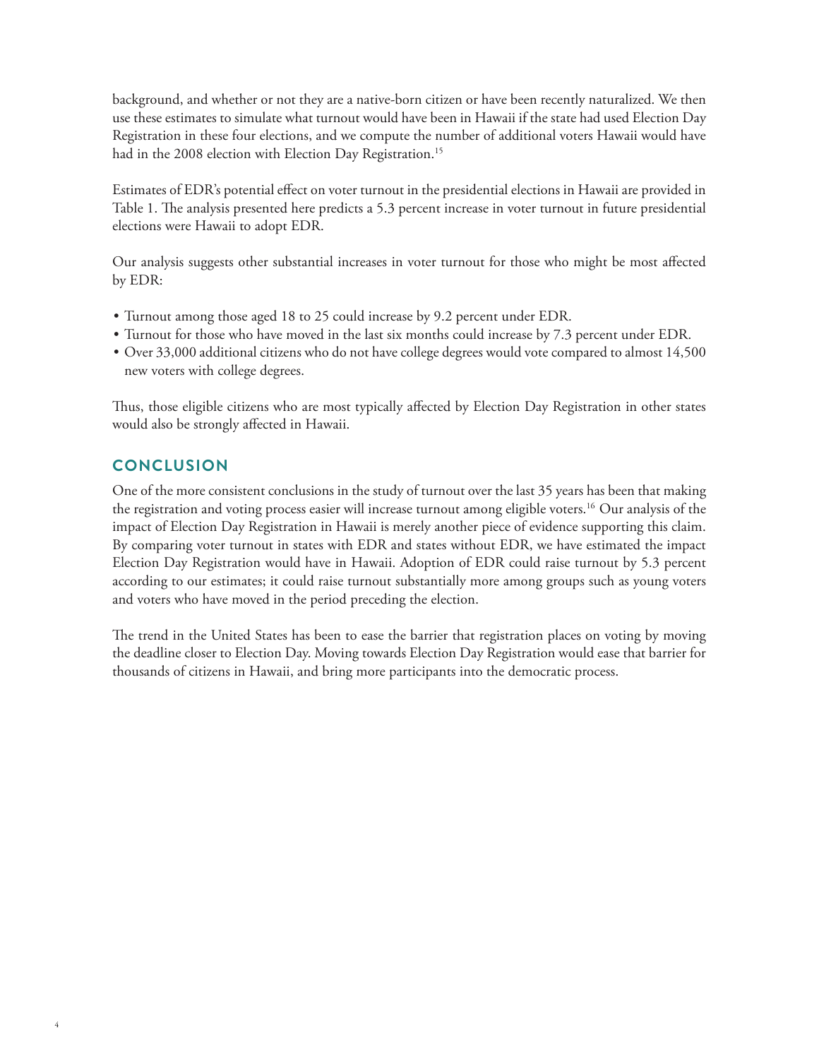background, and whether or not they are a native-born citizen or have been recently naturalized. We then use these estimates to simulate what turnout would have been in Hawaii if the state had used Election Day Registration in these four elections, and we compute the number of additional voters Hawaii would have had in the 2008 election with Election Day Registration.[15]

Estimates of EDR's potential effect on voter turnout in the presidential elections in Hawaii are provided in Table 1. The analysis presented here predicts a 5.3 percent increase in voter turnout in future presidential elections were Hawaii to adopt EDR.

Our analysis suggests other substantial increases in voter turnout for those who might be most affected by EDR:

- Turnout among those aged 18 to 25 could increase by 9.2 percent under EDR.
- Turnout for those who have moved in the last six months could increase by 7.3 percent under EDR.
- Over 33,000 additional citizens who do not have college degrees would vote compared to almost 14,500 new voters with college degrees.

Thus, those eligible citizens who are most typically affected by Election Day Registration in other states would also be strongly affected in Hawaii.

## CONCLUSION

One of the more consistent conclusions in the study of turnout over the last 35 years has been that making the registration and voting process easier will increase turnout among eligible voters.[16] Our analysis of the impact of Election Day Registration in Hawaii is merely another piece of evidence supporting this claim. By comparing voter turnout in states with EDR and states without EDR, we have estimated the impact Election Day Registration would have in Hawaii. Adoption of EDR could raise turnout by 5.3 percent according to our estimates; it could raise turnout substantially more among groups such as young voters and voters who have moved in the period preceding the election.

The trend in the United States has been to ease the barrier that registration places on voting by moving the deadline closer to Election Day. Moving towards Election Day Registration would ease that barrier for thousands of citizens in Hawaii, and bring more participants into the democratic process.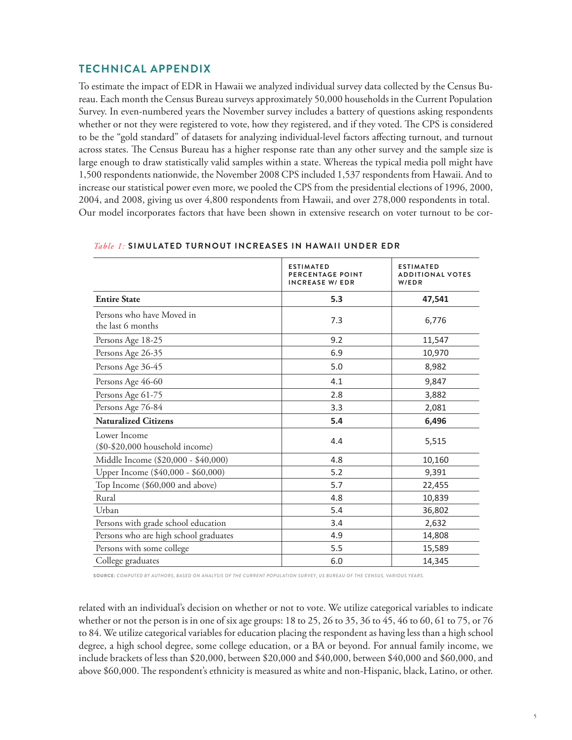## TECHNICAL APPENDIX

To estimate the impact of EDR in Hawaii we analyzed individual survey data collected by the Census Bureau. Each month the Census Bureau surveys approximately 50,000 households in the Current Population Survey. In even-numbered years the November survey includes a battery of questions asking respondents whether or not they were registered to vote, how they registered, and if they voted. The CPS is considered to be the "gold standard" of datasets for analyzing individual-level factors affecting turnout, and turnout across states. The Census Bureau has a higher response rate than any other survey and the sample size is large enough to draw statistically valid samples within a state. Whereas the typical media poll might have 1,500 respondents nationwide, the November 2008 CPS included 1,537 respondents from Hawaii. And to increase our statistical power even more, we pooled the CPS from the presidential elections of 1996, 2000, 2004, and 2008, giving us over 4,800 respondents from Hawaii, and over 278,000 respondents in total. Our model incorporates factors that have been shown in extensive research on voter turnout to be correlated with an individual's decision on whether or not to vote. We utilize categorical variables to indicate whether or not the person is in one of six age groups: 18 to 25, 26 to 35, 36 to 45, 46 to 60, 61 to 75, or 76 to 84. We utilize categorical variables for education placing the respondent as having less than a high school degree, a high school degree, some college education, or a BA or beyond. For annual family income, we include brackets of less than $20,000, between $20,000 and $40,000, between $40,000 and $60,000, and above $60,000. The respondent's ethnicity is measured as white and non-Hispanic, black, Latino, or other.

*Table 1:* **SIMULATED TURNOUT INCREASES IN HAWAII UNDER EDR**

| | ESTIMATED PERCENTAGE POINT INCREASE W/ EDR | ESTIMATED ADDITIONAL VOTES W/EDR |
|---|---|---|
| **Entire State** | **5.3** | **47,541** |
| Persons who have Moved in the last 6 months | 7.3 | 6,776 |
| Persons Age 18-25 | 9.2 | 11,547 |
| Persons Age 26-35 | 6.9 | 10,970 |
| Persons Age 36-45 | 5.0 | 8,982 |
| Persons Age 46-60 | 4.1 | 9,847 |
| Persons Age 61-75 | 2.8 | 3,882 |
| Persons Age 76-84 | 3.3 | 2,081 |
| **Naturalized Citizens** | **5.4** | **6,496** |
| Lower Income ($0-$20,000 household income) | 4.4 | 5,515 |
| Middle Income ($20,000 - $40,000) | 4.8 | 10,160 |
| Upper Income ($40,000 - $60,000) | 5.2 | 9,391 |
| Top Income ($60,000 and above) | 5.7 | 22,455 |
| Rural | 4.8 | 10,839 |
| Urban | 5.4 | 36,802 |
| Persons with grade school education | 3.4 | 2,632 |
| Persons who are high school graduates | 4.9 | 14,808 |
| Persons with some college | 5.5 | 15,589 |
| College graduates | 6.0 | 14,345 |

**SOURCE:** *COMPUTED BY AUTHORS, BASED ON ANALYSIS OF THE CURRENT POPULATION SURVEY, US BUREAU OF THE CENSUS, VARIOUS YEARS.*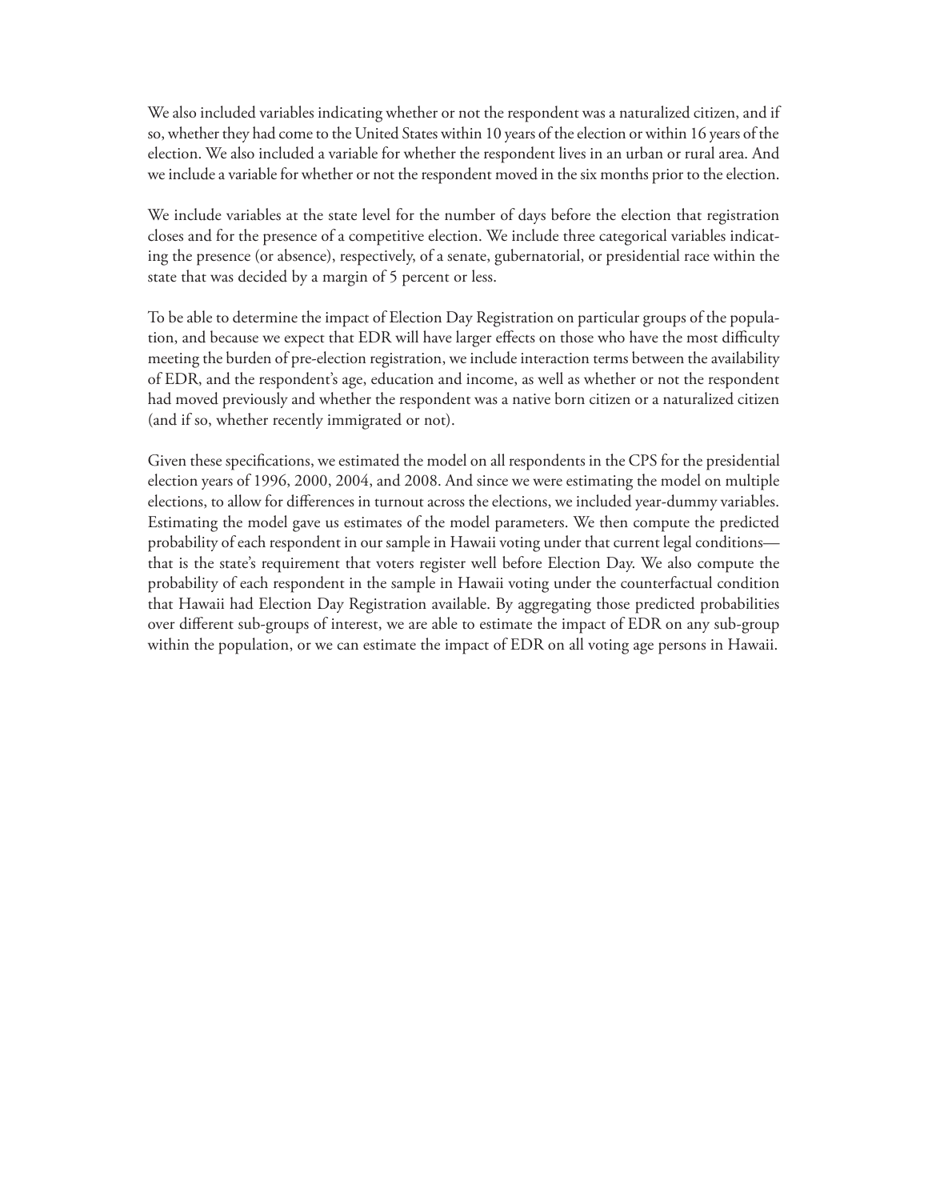We also included variables indicating whether or not the respondent was a naturalized citizen, and if so, whether they had come to the United States within 10 years of the election or within 16 years of the election. We also included a variable for whether the respondent lives in an urban or rural area. And we include a variable for whether or not the respondent moved in the six months prior to the election.

We include variables at the state level for the number of days before the election that registration closes and for the presence of a competitive election. We include three categorical variables indicating the presence (or absence), respectively, of a senate, gubernatorial, or presidential race within the state that was decided by a margin of 5 percent or less.

To be able to determine the impact of Election Day Registration on particular groups of the population, and because we expect that EDR will have larger effects on those who have the most difficulty meeting the burden of pre-election registration, we include interaction terms between the availability of EDR, and the respondent's age, education and income, as well as whether or not the respondent had moved previously and whether the respondent was a native born citizen or a naturalized citizen (and if so, whether recently immigrated or not).

Given these specifications, we estimated the model on all respondents in the CPS for the presidential election years of 1996, 2000, 2004, and 2008. And since we were estimating the model on multiple elections, to allow for differences in turnout across the elections, we included year-dummy variables. Estimating the model gave us estimates of the model parameters. We then compute the predicted probability of each respondent in our sample in Hawaii voting under that current legal conditions—that is the state's requirement that voters register well before Election Day. We also compute the probability of each respondent in the sample in Hawaii voting under the counterfactual condition that Hawaii had Election Day Registration available. By aggregating those predicted probabilities over different sub-groups of interest, we are able to estimate the impact of EDR on any sub-group within the population, or we can estimate the impact of EDR on all voting age persons in Hawaii.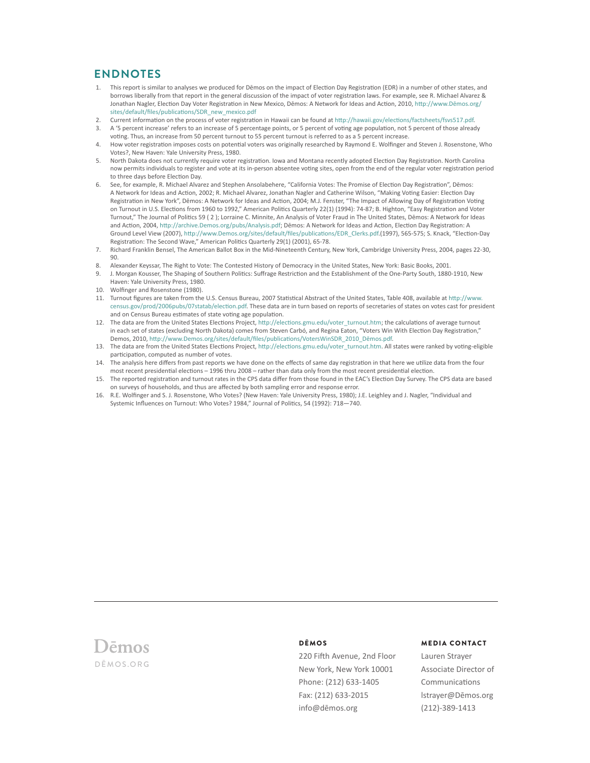## ENDNOTES

1. This report is similar to analyses we produced for Dēmos on the impact of Election Day Registration (EDR) in a number of other states, and borrows liberally from that report in the general discussion of the impact of voter registration laws. For example, see R. Michael Alvarez & Jonathan Nagler, Election Day Voter Registration in New Mexico, Dēmos: A Network for Ideas and Action, 2010, http://www.Dēmos.org/sites/default/files/publications/SDR_new_mexico.pdf
2. Current information on the process of voter registration in Hawaii can be found at http://hawaii.gov/elections/factsheets/fsvs517.pdf.
3. A '5 percent increase' refers to an increase of 5 percentage points, or 5 percent of voting age population, not 5 percent of those already voting. Thus, an increase from 50 percent turnout to 55 percent turnout is referred to as a 5 percent increase.
4. How voter registration imposes costs on potential voters was originally researched by Raymond E. Wolfinger and Steven J. Rosenstone, Who Votes?, New Haven: Yale University Press, 1980.
5. North Dakota does not currently require voter registration. Iowa and Montana recently adopted Election Day Registration. North Carolina now permits individuals to register and vote at its in-person absentee voting sites, open from the end of the regular voter registration period to three days before Election Day.
6. See, for example, R. Michael Alvarez and Stephen Ansolabehere, "California Votes: The Promise of Election Day Registration", Dēmos: A Network for Ideas and Action, 2002; R. Michael Alvarez, Jonathan Nagler and Catherine Wilson, "Making Voting Easier: Election Day Registration in New York", Dēmos: A Network for Ideas and Action, 2004; M.J. Fenster, "The Impact of Allowing Day of Registration Voting on Turnout in U.S. Elections from 1960 to 1992," American Politics Quarterly 22(1) (1994): 74-87; B. Highton, "Easy Registration and Voter Turnout," The Journal of Politics 59 ( 2 ); Lorraine C. Minnite, An Analysis of Voter Fraud in The United States, Dēmos: A Network for Ideas and Action, 2004, http://archive.Demos.org/pubs/Analysis.pdf; Dēmos: A Network for Ideas and Action, Election Day Registration: A Ground Level View (2007), http://www.Demos.org/sites/default/files/publications/EDR_Clerks.pdf.(1997), 565-575; S. Knack, "Election-Day Registration: The Second Wave," American Politics Quarterly 29(1) (2001), 65-78.
7. Richard Franklin Bensel, The American Ballot Box in the Mid-Nineteenth Century, New York, Cambridge University Press, 2004, pages 22-30, 90.
8. Alexander Keyssar, The Right to Vote: The Contested History of Democracy in the United States, New York: Basic Books, 2001.
9. J. Morgan Kousser, The Shaping of Southern Politics: Suffrage Restriction and the Establishment of the One-Party South, 1880-1910, New Haven: Yale University Press, 1980.
10. Wolfinger and Rosenstone (1980).
11. Turnout figures are taken from the U.S. Census Bureau, 2007 Statistical Abstract of the United States, Table 408, available at http://www.census.gov/prod/2006pubs/07statab/election.pdf. These data are in turn based on reports of secretaries of states on votes cast for president and on Census Bureau estimates of state voting age population.
12. The data are from the United States Elections Project, http://elections.gmu.edu/voter_turnout.htm; the calculations of average turnout in each set of states (excluding North Dakota) comes from Steven Carbó, and Regina Eaton, "Voters Win With Election Day Registration," Demos, 2010, http://www.Demos.org/sites/default/files/publications/VotersWinSDR_2010_Dēmos.pdf.
13. The data are from the United States Elections Project, http://elections.gmu.edu/voter_turnout.htm. All states were ranked by voting-eligible participation, computed as number of votes.
14. The analysis here differs from past reports we have done on the effects of same day registration in that here we utilize data from the four most recent presidential elections – 1996 thru 2008 – rather than data only from the most recent presidential election.
15. The reported registration and turnout rates in the CPS data differ from those found in the EAC's Election Day Survey. The CPS data are based on surveys of households, and thus are affected by both sampling error and response error.
16. R.E. Wolfinger and S. J. Rosenstone, Who Votes? (New Haven: Yale University Press, 1980); J.E. Leighley and J. Nagler, "Individual and Systemic Influences on Turnout: Who Votes? 1984," Journal of Politics, 54 (1992): 718—740.

---

Dēmos
DĒMOS.ORG

**DĒMOS**
220 Fifth Avenue, 2nd Floor
New York, New York 10001
Phone: (212) 633-1405
Fax: (212) 633-2015
info@dēmos.org

**MEDIA CONTACT**
Lauren Strayer
Associate Director of Communications
lstrayer@Dēmos.org
(212)-389-1413